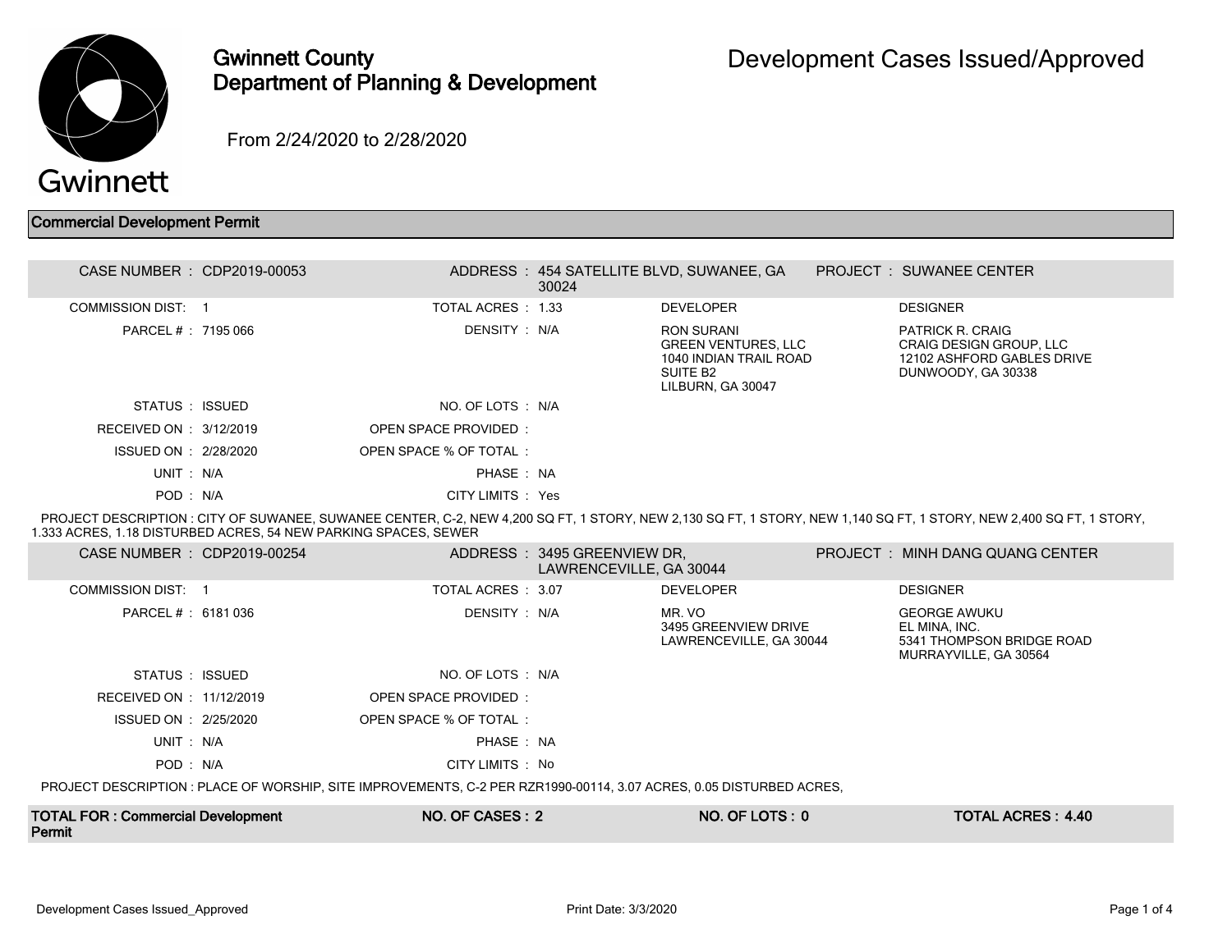# Gwinnett County Department of Planning & Development

## Development Cases Issued/Approved

From 2/24/2020 to 2/28/2020

## Commercial Development Permit

| CASE NUMBER : CDP2019-00053 | ADDRESS : 454 SATELLITE BLVD, SUWANEE, GA 30024 | | PROJECT : SUWANEE CENTER |
|---|---|---|---|
| COMMISSION DIST: 1 | TOTAL ACRES : 1.33 | DEVELOPER | DESIGNER |
| PARCEL # : 7195 066 | DENSITY : N/A | RON SURANI<br>GREEN VENTURES, LLC<br>1040 INDIAN TRAIL ROAD<br>SUITE B2<br>LILBURN, GA 30047 | PATRICK R. CRAIG<br>CRAIG DESIGN GROUP, LLC<br>12102 ASHFORD GABLES DRIVE<br>DUNWOODY, GA 30338 |
| STATUS : ISSUED | NO. OF LOTS : N/A | | |
| RECEIVED ON : 3/12/2019 | OPEN SPACE PROVIDED : | | |
| ISSUED ON : 2/28/2020 | OPEN SPACE % OF TOTAL : | | |
| UNIT : N/A | PHASE : NA | | |
| POD : N/A | CITY LIMITS : Yes | | |

PROJECT DESCRIPTION : CITY OF SUWANEE, SUWANEE CENTER, C-2, NEW 4,200 SQ FT, 1 STORY, NEW 2,130 SQ FT, 1 STORY, NEW 1,140 SQ FT, 1 STORY, NEW 2,400 SQ FT, 1 STORY, 1.333 ACRES, 1.18 DISTURBED ACRES, 54 NEW PARKING SPACES, SEWER

| CASE NUMBER : CDP2019-00254 | ADDRESS : 3495 GREENVIEW DR, LAWRENCEVILLE, GA 30044 | | PROJECT : MINH DANG QUANG CENTER |
|---|---|---|---|
| COMMISSION DIST: 1 | TOTAL ACRES : 3.07 | DEVELOPER | DESIGNER |
| PARCEL # : 6181 036 | DENSITY : N/A | MR. VO<br>3495 GREENVIEW DRIVE<br>LAWRENCEVILLE, GA 30044 | GEORGE AWUKU<br>EL MINA, INC.<br>5341 THOMPSON BRIDGE ROAD<br>MURRAYVILLE, GA 30564 |
| STATUS : ISSUED | NO. OF LOTS : N/A | | |
| RECEIVED ON : 11/12/2019 | OPEN SPACE PROVIDED : | | |
| ISSUED ON : 2/25/2020 | OPEN SPACE % OF TOTAL : | | |
| UNIT : N/A | PHASE : NA | | |
| POD : N/A | CITY LIMITS : No | | |

PROJECT DESCRIPTION : PLACE OF WORSHIP, SITE IMPROVEMENTS, C-2 PER RZR1990-00114, 3.07 ACRES, 0.05 DISTURBED ACRES,

| TOTAL FOR : Commercial Development Permit | NO. OF CASES : 2 | NO. OF LOTS : 0 | TOTAL ACRES : 4.40 |
|---|---|---|---|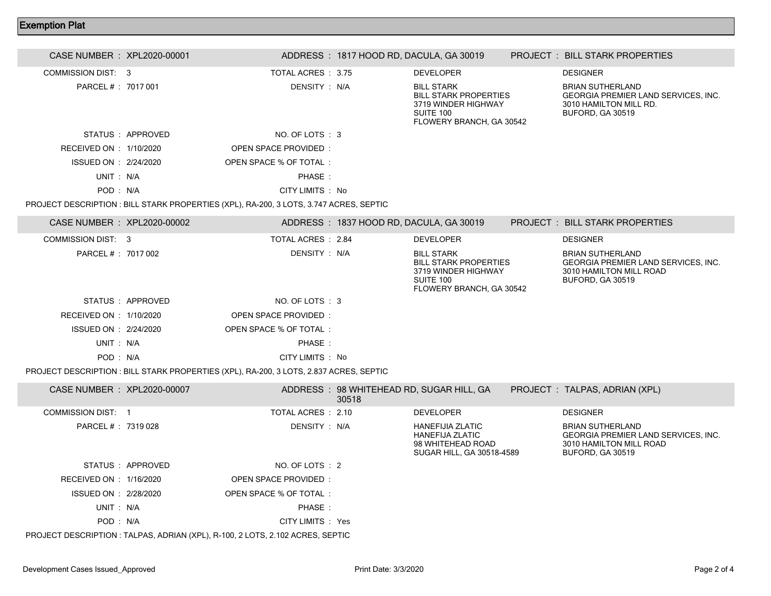## Exemption Plat

**CASE NUMBER : XPL2020-00001** | **ADDRESS : 1817 HOOD RD, DACULA, GA 30019** | **PROJECT : BILL STARK PROPERTIES**

COMMISSION DIST: 3
TOTAL ACRES : 3.75
PARCEL # : 7017 001
DENSITY : N/A

**DEVELOPER**
BILL STARK
BILL STARK PROPERTIES
3719 WINDER HIGHWAY
SUITE 100
FLOWERY BRANCH, GA 30542

**DESIGNER**
BRIAN SUTHERLAND
GEORGIA PREMIER LAND SERVICES, INC.
3010 HAMILTON MILL RD.
BUFORD, GA 30519

STATUS : APPROVED
NO. OF LOTS : 3
RECEIVED ON : 1/10/2020
OPEN SPACE PROVIDED :
ISSUED ON : 2/24/2020
OPEN SPACE % OF TOTAL :
UNIT : N/A
PHASE :
POD : N/A
CITY LIMITS : No

PROJECT DESCRIPTION : BILL STARK PROPERTIES (XPL), RA-200, 3 LOTS, 3.747 ACRES, SEPTIC

---

**CASE NUMBER : XPL2020-00002** | **ADDRESS : 1837 HOOD RD, DACULA, GA 30019** | **PROJECT : BILL STARK PROPERTIES**

COMMISSION DIST: 3
TOTAL ACRES : 2.84
PARCEL # : 7017 002
DENSITY : N/A

**DEVELOPER**
BILL STARK
BILL STARK PROPERTIES
3719 WINDER HIGHWAY
SUITE 100
FLOWERY BRANCH, GA 30542

**DESIGNER**
BRIAN SUTHERLAND
GEORGIA PREMIER LAND SERVICES, INC.
3010 HAMILTON MILL ROAD
BUFORD, GA 30519

STATUS : APPROVED
NO. OF LOTS : 3
RECEIVED ON : 1/10/2020
OPEN SPACE PROVIDED :
ISSUED ON : 2/24/2020
OPEN SPACE % OF TOTAL :
UNIT : N/A
PHASE :
POD : N/A
CITY LIMITS : No

PROJECT DESCRIPTION : BILL STARK PROPERTIES (XPL), RA-200, 3 LOTS, 2.837 ACRES, SEPTIC

---

**CASE NUMBER : XPL2020-00007** | **ADDRESS : 98 WHITEHEAD RD, SUGAR HILL, GA 30518** | **PROJECT : TALPAS, ADRIAN (XPL)**

COMMISSION DIST: 1
TOTAL ACRES : 2.10
PARCEL # : 7319 028
DENSITY : N/A

**DEVELOPER**
HANEFIJIA ZLATIC
HANEFIJA ZLATIC
98 WHITEHEAD ROAD
SUGAR HILL, GA 30518-4589

**DESIGNER**
BRIAN SUTHERLAND
GEORGIA PREMIER LAND SERVICES, INC.
3010 HAMILTON MILL ROAD
BUFORD, GA 30519

STATUS : APPROVED
NO. OF LOTS : 2
RECEIVED ON : 1/16/2020
OPEN SPACE PROVIDED :
ISSUED ON : 2/28/2020
OPEN SPACE % OF TOTAL :
UNIT : N/A
PHASE :
POD : N/A
CITY LIMITS : Yes

PROJECT DESCRIPTION : TALPAS, ADRIAN (XPL), R-100, 2 LOTS, 2.102 ACRES, SEPTIC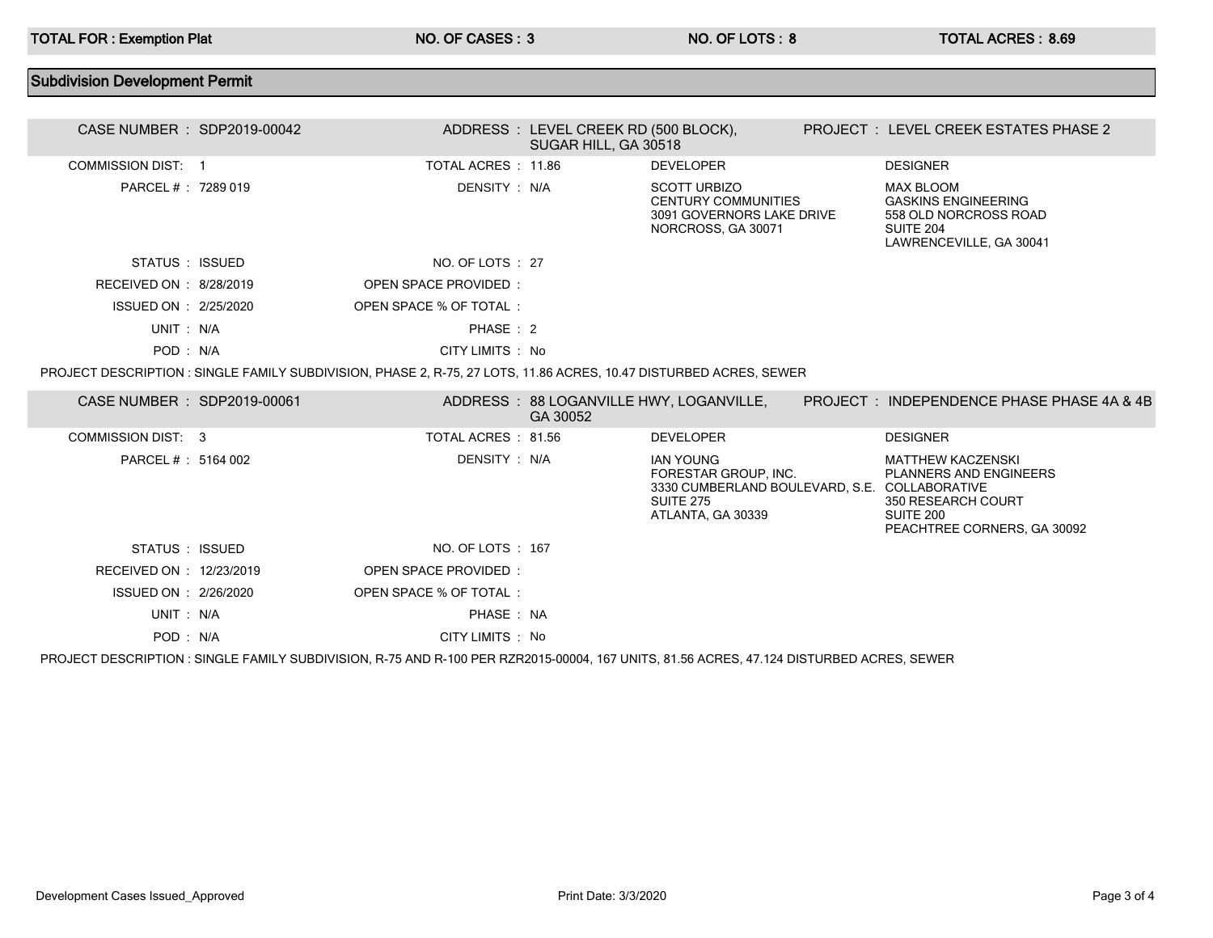| TOTAL FOR : Exemption Plat | NO. OF CASES : 3 | NO. OF LOTS : 8 | TOTAL ACRES : 8.69 |
|---|---|---|---|

## Subdivision Development Permit

| CASE NUMBER : SDP2019-00042 | | ADDRESS : LEVEL CREEK RD (500 BLOCK), SUGAR HILL, GA 30518 | PROJECT : LEVEL CREEK ESTATES PHASE 2 |
|---|---|---|---|
| COMMISSION DIST: 1 | TOTAL ACRES : 11.86 | DEVELOPER | DESIGNER |
| PARCEL # : 7289 019 | DENSITY : N/A | SCOTT URBIZO<br>CENTURY COMMUNITIES<br>3091 GOVERNORS LAKE DRIVE<br>NORCROSS, GA 30071 | MAX BLOOM<br>GASKINS ENGINEERING<br>558 OLD NORCROSS ROAD<br>SUITE 204<br>LAWRENCEVILLE, GA 30041 |
| STATUS : ISSUED | NO. OF LOTS : 27 | | |
| RECEIVED ON : 8/28/2019 | OPEN SPACE PROVIDED : | | |
| ISSUED ON : 2/25/2020 | OPEN SPACE % OF TOTAL : | | |
| UNIT : N/A | PHASE : 2 | | |
| POD : N/A | CITY LIMITS : No | | |

PROJECT DESCRIPTION : SINGLE FAMILY SUBDIVISION, PHASE 2, R-75, 27 LOTS, 11.86 ACRES, 10.47 DISTURBED ACRES, SEWER

| CASE NUMBER : SDP2019-00061 | | ADDRESS : 88 LOGANVILLE HWY, LOGANVILLE, GA 30052 | PROJECT : INDEPENDENCE PHASE PHASE 4A & 4B |
|---|---|---|---|
| COMMISSION DIST: 3 | TOTAL ACRES : 81.56 | DEVELOPER | DESIGNER |
| PARCEL # : 5164 002 | DENSITY : N/A | IAN YOUNG<br>FORESTAR GROUP, INC.<br>3330 CUMBERLAND BOULEVARD, S.E.<br>SUITE 275<br>ATLANTA, GA 30339 | MATTHEW KACZENSKI<br>PLANNERS AND ENGINEERS COLLABORATIVE<br>350 RESEARCH COURT<br>SUITE 200<br>PEACHTREE CORNERS, GA 30092 |
| STATUS : ISSUED | NO. OF LOTS : 167 | | |
| RECEIVED ON : 12/23/2019 | OPEN SPACE PROVIDED : | | |
| ISSUED ON : 2/26/2020 | OPEN SPACE % OF TOTAL : | | |
| UNIT : N/A | PHASE : NA | | |
| POD : N/A | CITY LIMITS : No | | |

PROJECT DESCRIPTION : SINGLE FAMILY SUBDIVISION, R-75 AND R-100 PER RZR2015-00004, 167 UNITS, 81.56 ACRES, 47.124 DISTURBED ACRES, SEWER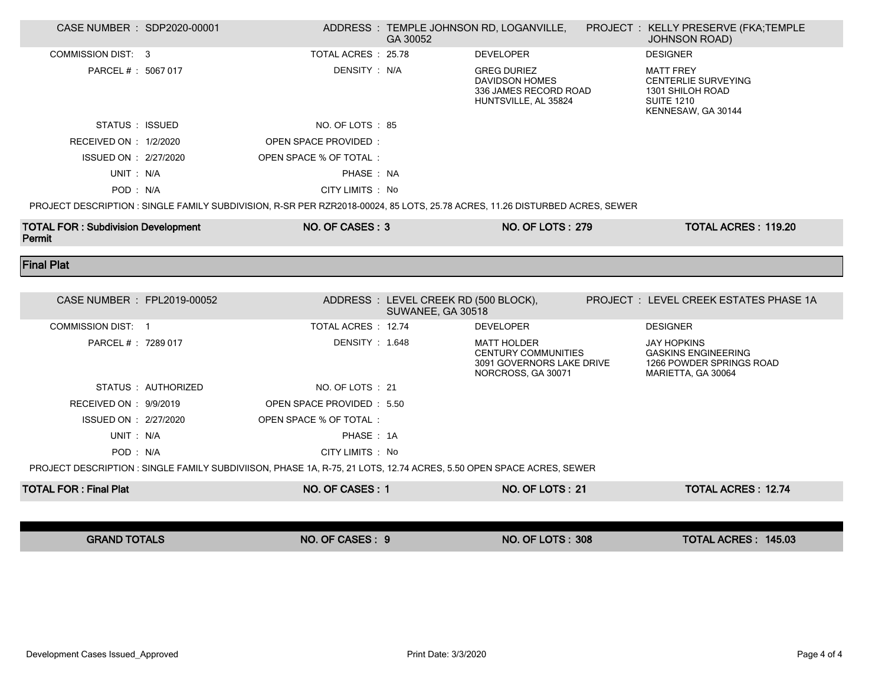| | | | |
|---|---|---|---|
| CASE NUMBER : SDP2020-00001 | ADDRESS : TEMPLE JOHNSON RD, LOGANVILLE, GA 30052 | | PROJECT : KELLY PRESERVE (FKA;TEMPLE JOHNSON ROAD) |
| COMMISSION DIST: 3 | TOTAL ACRES : 25.78 | DEVELOPER | DESIGNER |
| PARCEL # : 5067 017 | DENSITY : N/A | GREG DURIEZ<br>DAVIDSON HOMES<br>336 JAMES RECORD ROAD<br>HUNTSVILLE, AL 35824 | MATT FREY<br>CENTERLIE SURVEYING<br>1301 SHILOH ROAD<br>SUITE 1210<br>KENNESAW, GA 30144 |
| STATUS : ISSUED | NO. OF LOTS : 85 | | |
| RECEIVED ON : 1/2/2020 | OPEN SPACE PROVIDED : | | |
| ISSUED ON : 2/27/2020 | OPEN SPACE % OF TOTAL : | | |
| UNIT : N/A | PHASE : NA | | |
| POD : N/A | CITY LIMITS : No | | |

PROJECT DESCRIPTION : SINGLE FAMILY SUBDIVISION, R-SR PER RZR2018-00024, 85 LOTS, 25.78 ACRES, 11.26 DISTURBED ACRES, SEWER

| TOTAL FOR : Subdivision Development Permit | NO. OF CASES : 3 | NO. OF LOTS : 279 | TOTAL ACRES : 119.20 |
|---|---|---|---|

## Final Plat

| | | | |
|---|---|---|---|
| CASE NUMBER : FPL2019-00052 | ADDRESS : LEVEL CREEK RD (500 BLOCK), SUWANEE, GA 30518 | | PROJECT : LEVEL CREEK ESTATES PHASE 1A |
| COMMISSION DIST: 1 | TOTAL ACRES : 12.74 | DEVELOPER | DESIGNER |
| PARCEL # : 7289 017 | DENSITY : 1.648 | MATT HOLDER<br>CENTURY COMMUNITIES<br>3091 GOVERNORS LAKE DRIVE<br>NORCROSS, GA 30071 | JAY HOPKINS<br>GASKINS ENGINEERING<br>1266 POWDER SPRINGS ROAD<br>MARIETTA, GA 30064 |
| STATUS : AUTHORIZED | NO. OF LOTS : 21 | | |
| RECEIVED ON : 9/9/2019 | OPEN SPACE PROVIDED : 5.50 | | |
| ISSUED ON : 2/27/2020 | OPEN SPACE % OF TOTAL : | | |
| UNIT : N/A | PHASE : 1A | | |
| POD : N/A | CITY LIMITS : No | | |

PROJECT DESCRIPTION : SINGLE FAMILY SUBDIVIISON, PHASE 1A, R-75, 21 LOTS, 12.74 ACRES, 5.50 OPEN SPACE ACRES, SEWER

| TOTAL FOR : Final Plat | NO. OF CASES : 1 | NO. OF LOTS : 21 | TOTAL ACRES : 12.74 |
|---|---|---|---|

| GRAND TOTALS | NO. OF CASES : 9 | NO. OF LOTS : 308 | TOTAL ACRES : 145.03 |
|---|---|---|---|

Development Cases Issued_Approved

Print Date: 3/3/2020